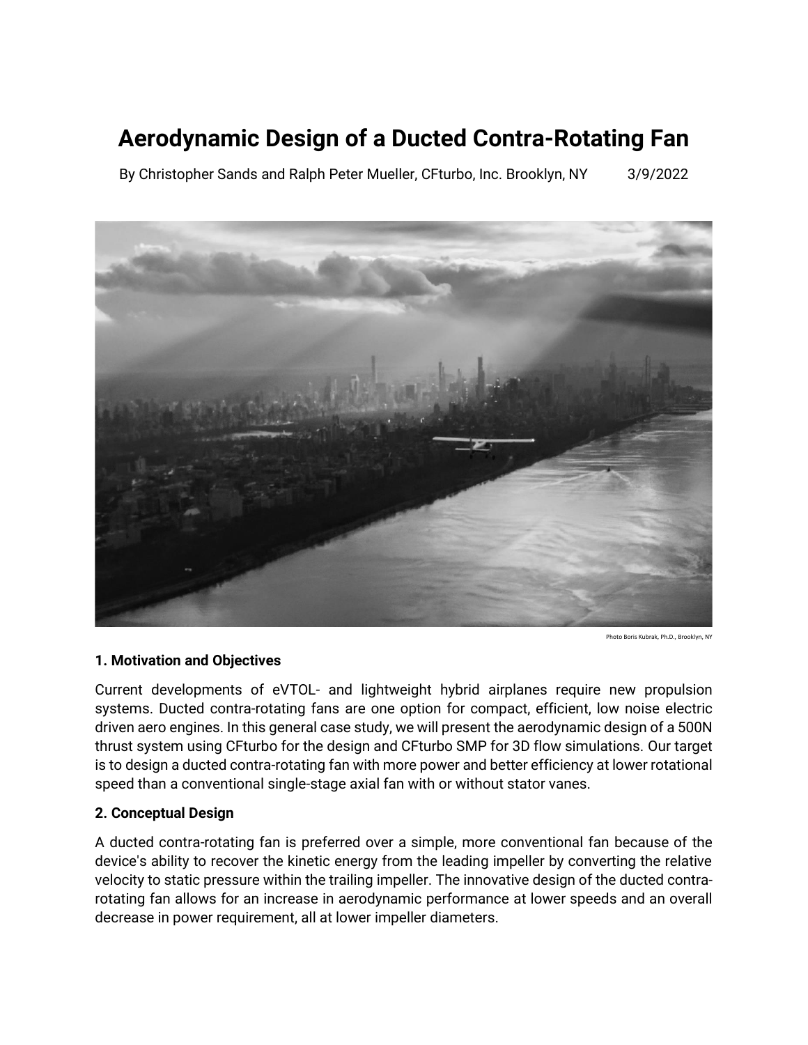# Aerodynamic Design of a Ducted Contra-Rotating Fan

By Christopher Sands and Ralph Peter Mueller, CFturbo, Inc. Brooklyn, NY 3/9/2022

Photo Boris Kubrak, Ph.D., Brooklyn, NY

### 1. Motivation and Objectives

Current developments of eVTOL- and lightweight hybrid airplanes require new propulsion systems. Ducted contra-rotating fans are one option for compact, efficient, low noise electric driven aero engines. In this general case study, we will present the aerodynamic design of a 500N thrust system using CFturbo for the design and CFturbo SMP for 3D flow simulations. Our target is to design a ducted contra-rotating fan with more power and better efficiency at lower rotational speed than a conventional single-stage axial fan with or without stator vanes.

### 2. Conceptual Design

A ducted contra-rotating fan is preferred over a simple, more conventional fan because of the device's ability to recover the kinetic energy from the leading impeller by converting the relative velocity to static pressure within the trailing impeller. The innovative design of the ducted contra-rotating fan allows for an increase in aerodynamic performance at lower speeds and an overall decrease in power requirement, all at lower impeller diameters.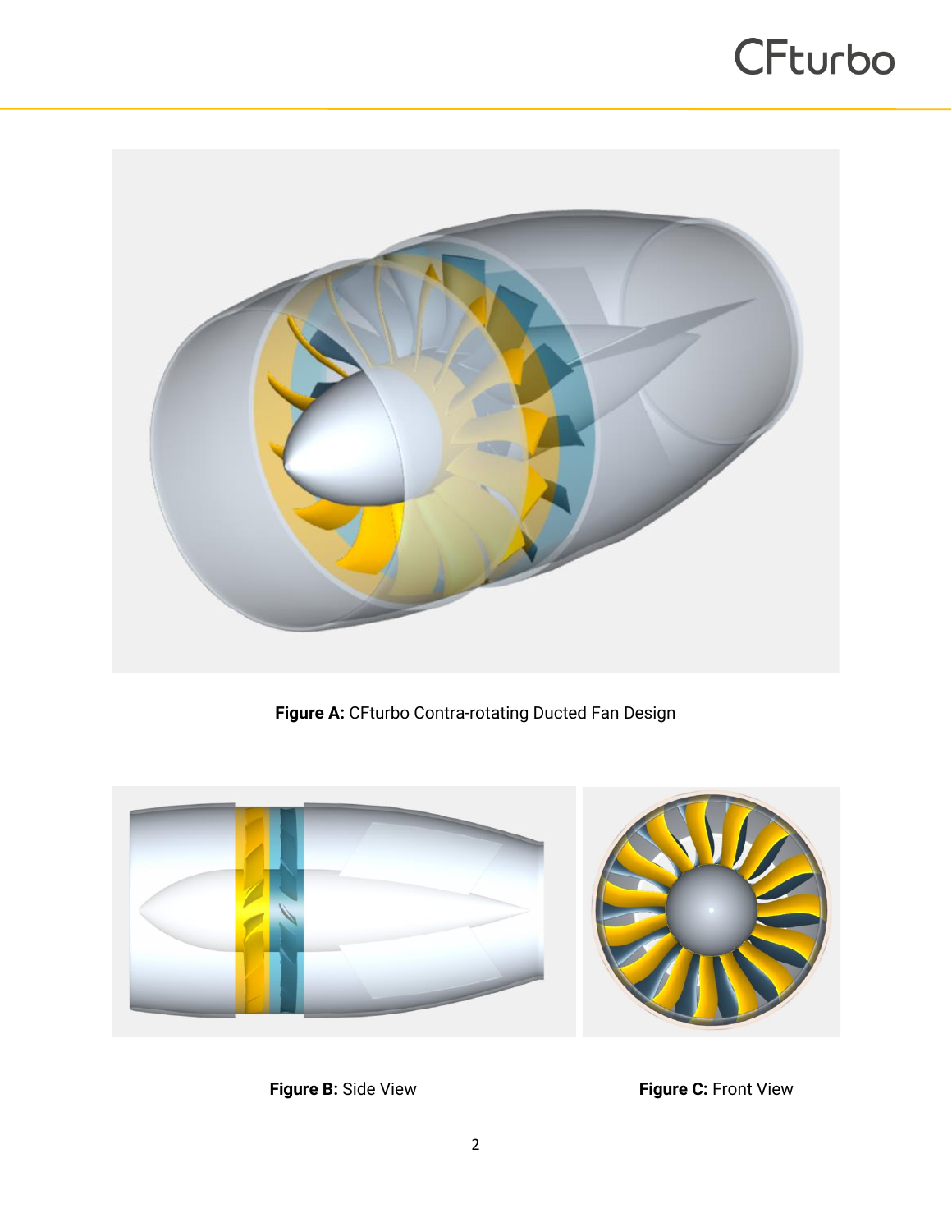**Figure A:** CFturbo Contra-rotating Ducted Fan Design

**Figure B:** Side View

**Figure C:** Front View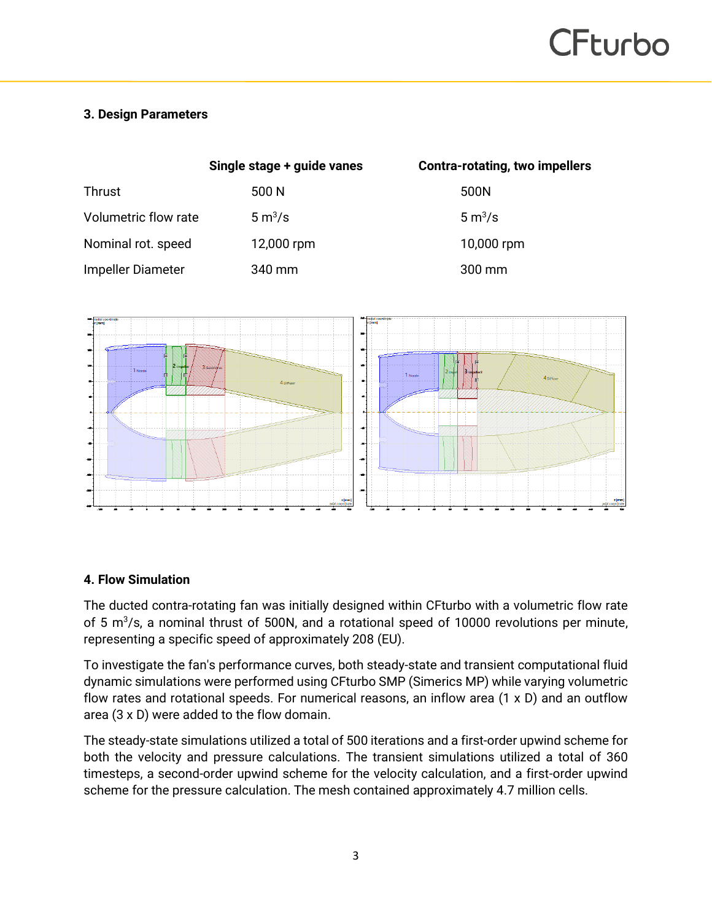### 3. Design Parameters

| | Single stage + guide vanes | Contra-rotating, two impellers |
|---|---|---|
| Thrust | 500 N | 500N |
| Volumetric flow rate | 5 $m^3/s$ | 5 $m^3/s$ |
| Nominal rot. speed | 12,000 rpm | 10,000 rpm |
| Impeller Diameter | 340 mm | 300 mm |

### 4. Flow Simulation

The ducted contra-rotating fan was initially designed within CFturbo with a volumetric flow rate of 5 $m^3/s$, a nominal thrust of 500N, and a rotational speed of 10000 revolutions per minute, representing a specific speed of approximately 208 (EU).

To investigate the fan's performance curves, both steady-state and transient computational fluid dynamic simulations were performed using CFturbo SMP (Simerics MP) while varying volumetric flow rates and rotational speeds. For numerical reasons, an inflow area (1 x D) and an outflow area (3 x D) were added to the flow domain.

The steady-state simulations utilized a total of 500 iterations and a first-order upwind scheme for both the velocity and pressure calculations. The transient simulations utilized a total of 360 timesteps, a second-order upwind scheme for the velocity calculation, and a first-order upwind scheme for the pressure calculation. The mesh contained approximately 4.7 million cells.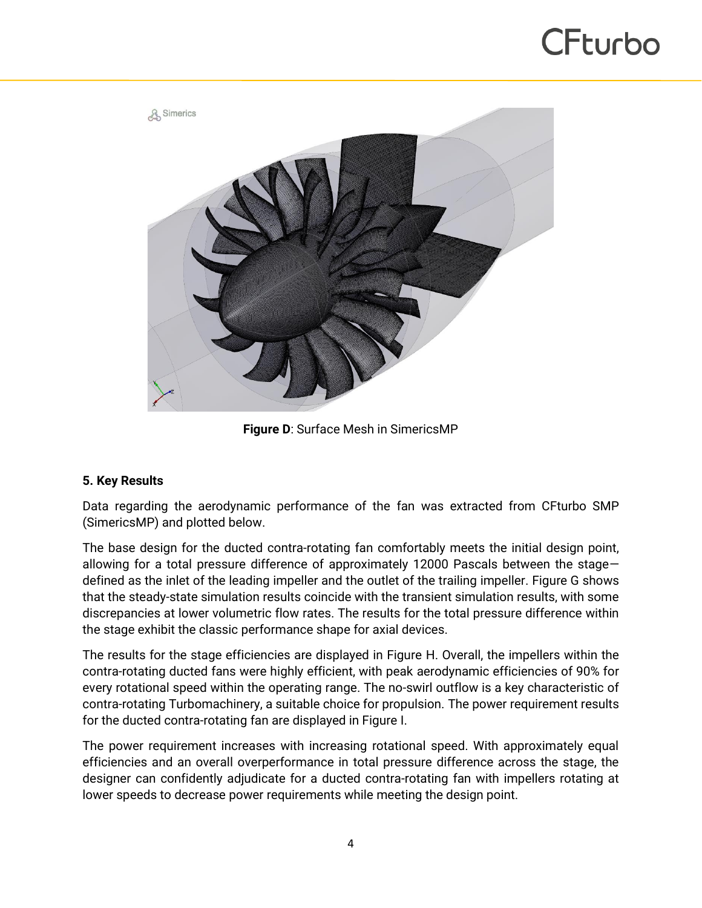**Figure D**: Surface Mesh in SimericsMP

### 5. Key Results

Data regarding the aerodynamic performance of the fan was extracted from CFturbo SMP (SimericsMP) and plotted below.

The base design for the ducted contra-rotating fan comfortably meets the initial design point, allowing for a total pressure difference of approximately 12000 Pascals between the stage—defined as the inlet of the leading impeller and the outlet of the trailing impeller. Figure G shows that the steady-state simulation results coincide with the transient simulation results, with some discrepancies at lower volumetric flow rates. The results for the total pressure difference within the stage exhibit the classic performance shape for axial devices.

The results for the stage efficiencies are displayed in Figure H. Overall, the impellers within the contra-rotating ducted fans were highly efficient, with peak aerodynamic efficiencies of 90% for every rotational speed within the operating range. The no-swirl outflow is a key characteristic of contra-rotating Turbomachinery, a suitable choice for propulsion. The power requirement results for the ducted contra-rotating fan are displayed in Figure I.

The power requirement increases with increasing rotational speed. With approximately equal efficiencies and an overall overperformance in total pressure difference across the stage, the designer can confidently adjudicate for a ducted contra-rotating fan with impellers rotating at lower speeds to decrease power requirements while meeting the design point.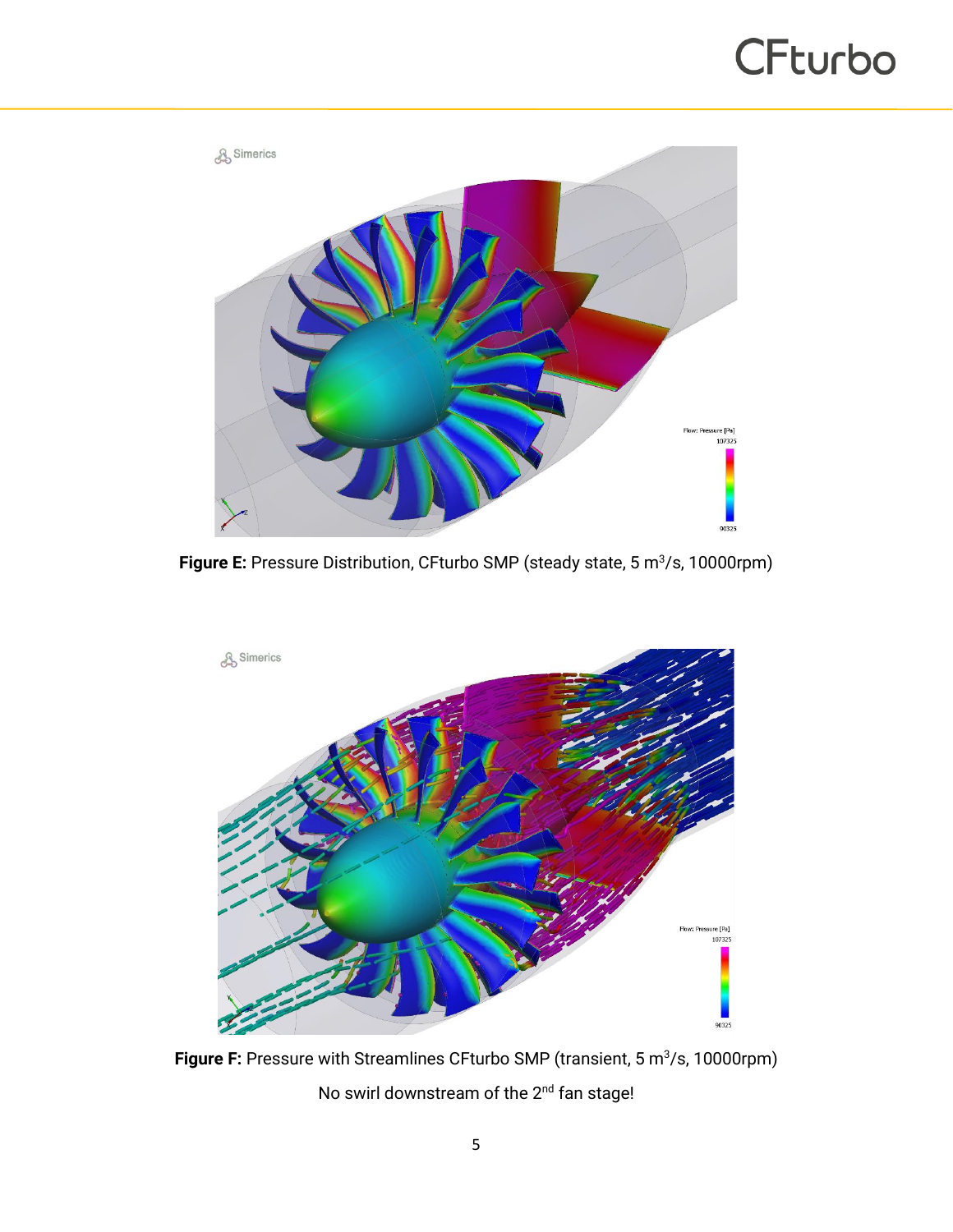**Figure E:** Pressure Distribution, CFturbo SMP (steady state, 5 $m^3/s$, 10000rpm)

**Figure F:** Pressure with Streamlines CFturbo SMP (transient, 5 $m^3/s$, 10000rpm)

No swirl downstream of the $2^{nd}$ fan stage!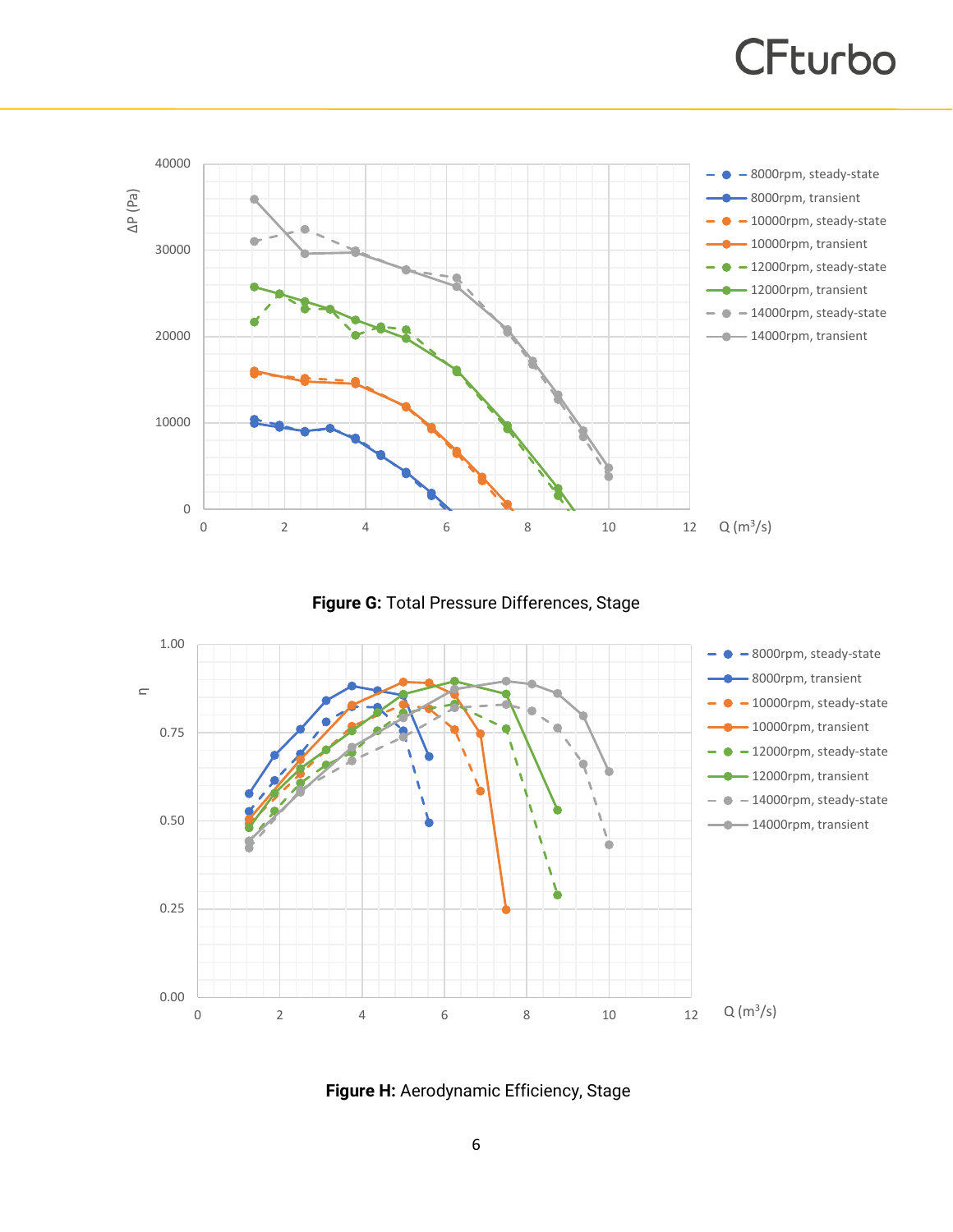**Figure G:** Total Pressure Differences, Stage

**Figure H:** Aerodynamic Efficiency, Stage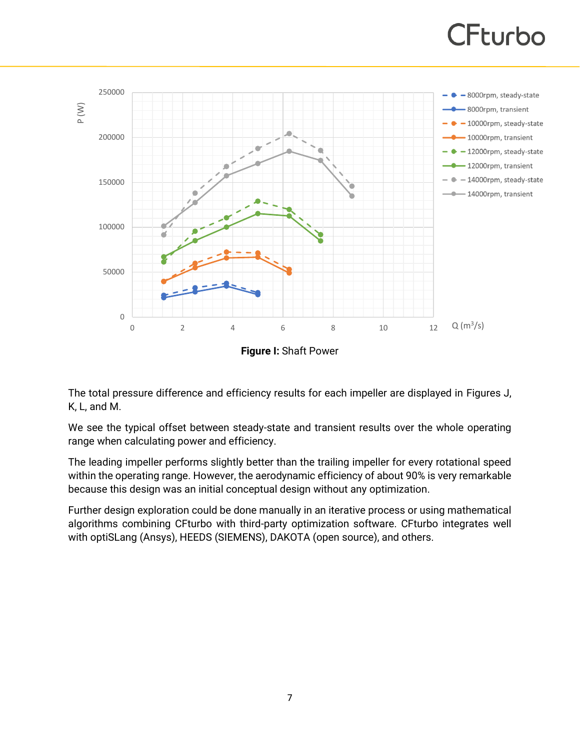**Figure I:** Shaft Power

The total pressure difference and efficiency results for each impeller are displayed in Figures J, K, L, and M.

We see the typical offset between steady-state and transient results over the whole operating range when calculating power and efficiency.

The leading impeller performs slightly better than the trailing impeller for every rotational speed within the operating range. However, the aerodynamic efficiency of about 90% is very remarkable because this design was an initial conceptual design without any optimization.

Further design exploration could be done manually in an iterative process or using mathematical algorithms combining CFturbo with third-party optimization software. CFturbo integrates well with optiSLang (Ansys), HEEDS (SIEMENS), DAKOTA (open source), and others.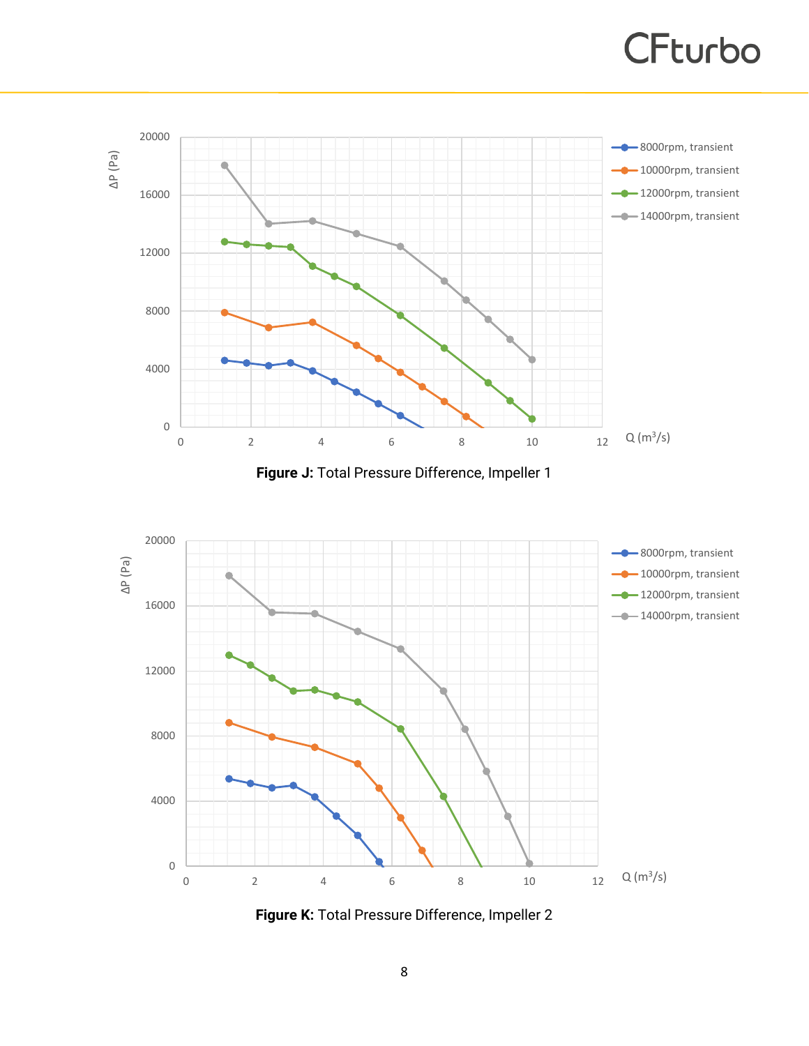**Figure J:** Total Pressure Difference, Impeller 1

**Figure K:** Total Pressure Difference, Impeller 2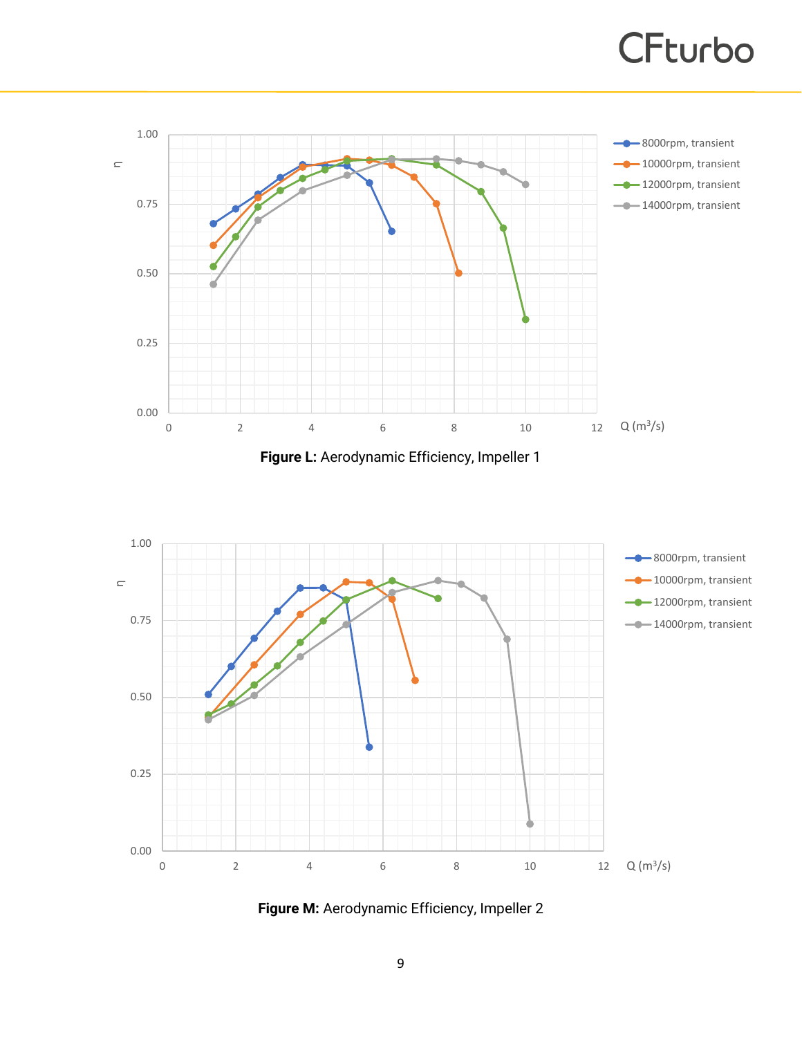**Figure L:** Aerodynamic Efficiency, Impeller 1

**Figure M:** Aerodynamic Efficiency, Impeller 2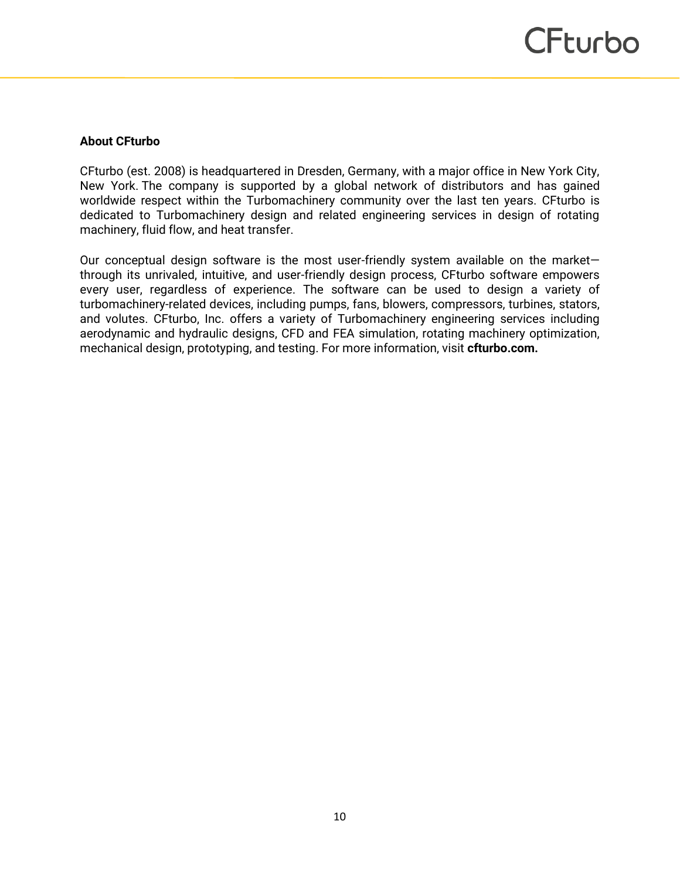**About CFturbo**

CFturbo (est. 2008) is headquartered in Dresden, Germany, with a major office in New York City, New York. The company is supported by a global network of distributors and has gained worldwide respect within the Turbomachinery community over the last ten years. CFturbo is dedicated to Turbomachinery design and related engineering services in design of rotating machinery, fluid flow, and heat transfer.

Our conceptual design software is the most user-friendly system available on the market—through its unrivaled, intuitive, and user-friendly design process, CFturbo software empowers every user, regardless of experience. The software can be used to design a variety of turbomachinery-related devices, including pumps, fans, blowers, compressors, turbines, stators, and volutes. CFturbo, Inc. offers a variety of Turbomachinery engineering services including aerodynamic and hydraulic designs, CFD and FEA simulation, rotating machinery optimization, mechanical design, prototyping, and testing. For more information, visit **cfturbo.com.**